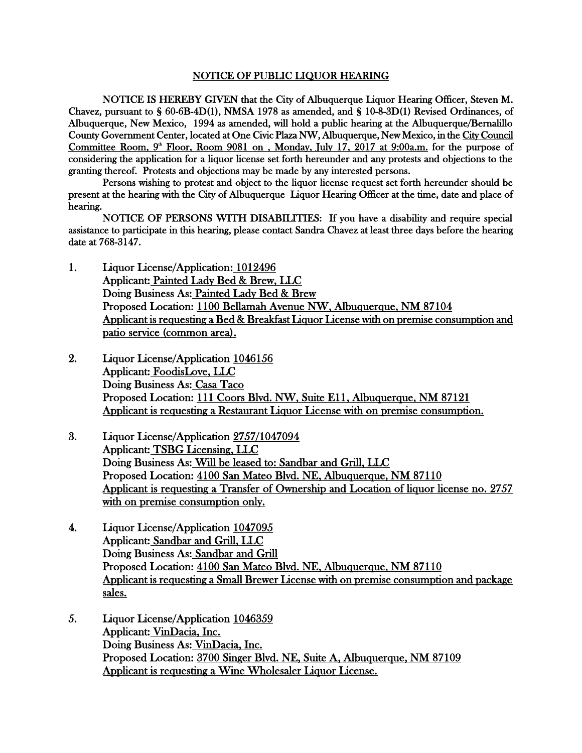# NOTICE OF PUBLIC LIQUOR HEARING

NOTICE IS HEREBY GIVEN that the City of Albuquerque Liquor Hearing Officer, Steven M. Chavez, pursuant to § 60-6B-4D(1), NMSA 1978 as amended, and § 10-8-3D(1) Revised Ordinances, of Albuquerque, New Mexico, 1994 as amended, will hold a public hearing at the Albuquerque/Bernalillo County Government Center, located at One Civic Plaza NW, Albuquerque, New Mexico, in the City Council Committee Room, 9th Floor, Room 9081 on , Monday, July 17, 2017 at 9:00a.m. for the purpose of considering the application for a liquor license set forth hereunder and any protests and objections to the granting thereof. Protests and objections may be made by any interested persons.

Persons wishing to protest and object to the liquor license request set forth hereunder should be present at the hearing with the City of Albuquerque Liquor Hearing Officer at the time, date and place of hearing.

NOTICE OF PERSONS WITH DISABILITIES: If you have a disability and require special assistance to participate in this hearing, please contact Sandra Chavez at least three days before the hearing date at 768-3147.

1. Liquor License/Application: 1012496
   Applicant: Painted Lady Bed & Brew, LLC
   Doing Business As: Painted Lady Bed & Brew
   Proposed Location: 1100 Bellamah Avenue NW, Albuquerque, NM 87104
   Applicant is requesting a Bed & Breakfast Liquor License with on premise consumption and patio service (common area).

2. Liquor License/Application 1046156
   Applicant: FoodisLove, LLC
   Doing Business As: Casa Taco
   Proposed Location: 111 Coors Blvd. NW, Suite E11, Albuquerque, NM 87121
   Applicant is requesting a Restaurant Liquor License with on premise consumption.

3. Liquor License/Application 2757/1047094
   Applicant: TSBG Licensing, LLC
   Doing Business As: Will be leased to: Sandbar and Grill, LLC
   Proposed Location: 4100 San Mateo Blvd. NE, Albuquerque, NM 87110
   Applicant is requesting a Transfer of Ownership and Location of liquor license no. 2757 with on premise consumption only.

4. Liquor License/Application 1047095
   Applicant: Sandbar and Grill, LLC
   Doing Business As: Sandbar and Grill
   Proposed Location: 4100 San Mateo Blvd. NE, Albuquerque, NM 87110
   Applicant is requesting a Small Brewer License with on premise consumption and package sales.

5. Liquor License/Application 1046359
   Applicant: VinDacia, Inc.
   Doing Business As: VinDacia, Inc.
   Proposed Location: 3700 Singer Blvd. NE, Suite A, Albuquerque, NM 87109
   Applicant is requesting a Wine Wholesaler Liquor License.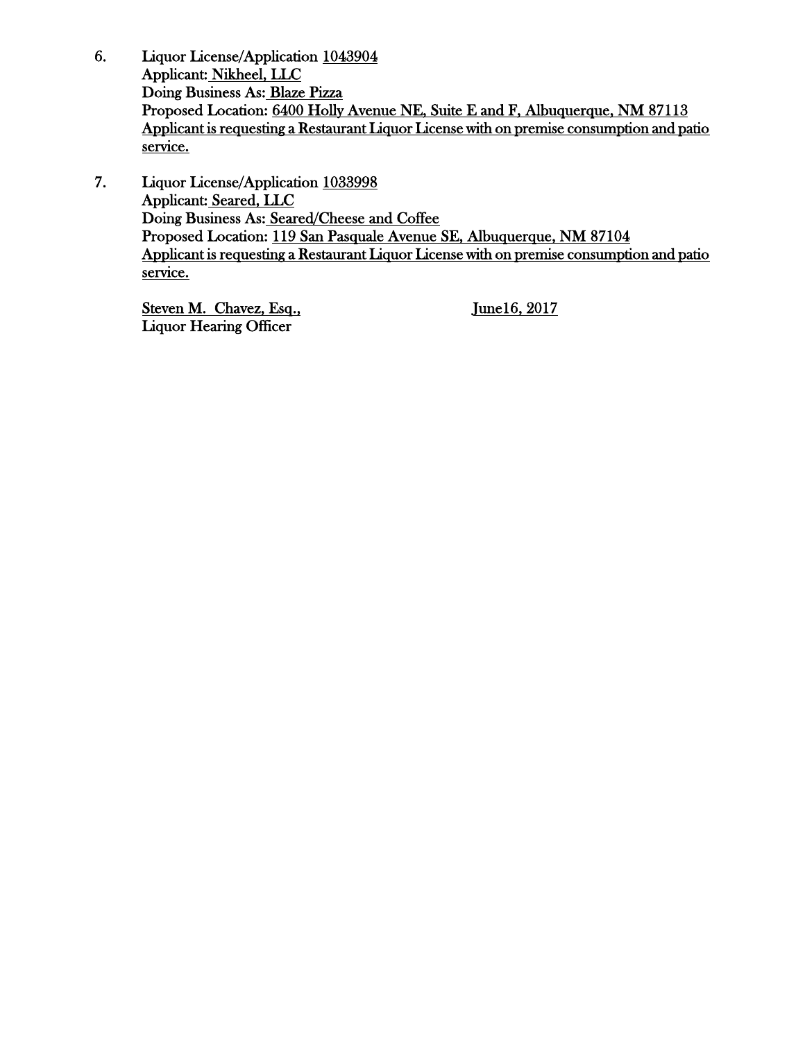6. Liquor License/Application 1043904
   Applicant: Nikheel, LLC
   Doing Business As: Blaze Pizza
   Proposed Location: 6400 Holly Avenue NE, Suite E and F, Albuquerque, NM 87113
   Applicant is requesting a Restaurant Liquor License with on premise consumption and patio service.

7. Liquor License/Application 1033998
   Applicant: Seared, LLC
   Doing Business As: Seared/Cheese and Coffee
   Proposed Location: 119 San Pasquale Avenue SE, Albuquerque, NM 87104
   Applicant is requesting a Restaurant Liquor License with on premise consumption and patio service.

Steven M. Chavez, Esq., June16, 2017
Liquor Hearing Officer